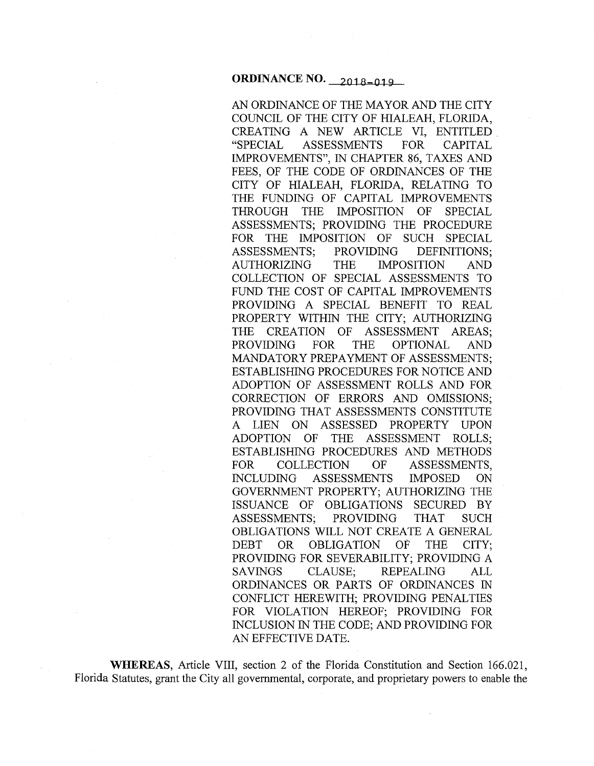**ORDINANCE NO. 2018-019**

AN ORDINANCE OF THE MAYOR AND THE CITY COUNCIL OF THE CITY OF HIALEAH, FLORIDA, CREATING A NEW ARTICLE VI, ENTITLED "SPECIAL ASSESSMENTS FOR CAPITAL IMPROVEMENTS", IN CHAPTER 86, TAXES AND FEES, OF THE CODE OF ORDINANCES OF THE CITY OF HIALEAH, FLORIDA, RELATING TO THE FUNDING OF CAPITAL IMPROVEMENTS THROUGH THE IMPOSITION OF SPECIAL ASSESSMENTS; PROVIDING THE PROCEDURE FOR THE IMPOSITION OF SUCH SPECIAL ASSESSMENTS; PROVIDING DEFINITIONS; AUTHORIZING THE IMPOSITION AND COLLECTION OF SPECIAL ASSESSMENTS TO FUND THE COST OF CAPITAL IMPROVEMENTS PROVIDING A SPECIAL BENEFIT TO REAL PROPERTY WITHIN THE CITY; AUTHORIZING THE CREATION OF ASSESSMENT AREAS; PROVIDING FOR THE OPTIONAL AND MANDATORY PREPAYMENT OF ASSESSMENTS; ESTABLISHING PROCEDURES FOR NOTICE AND ADOPTION OF ASSESSMENT ROLLS AND FOR CORRECTION OF ERRORS AND OMISSIONS; PROVIDING THAT ASSESSMENTS CONSTITUTE A LIEN ON ASSESSED PROPERTY UPON ADOPTION OF THE ASSESSMENT ROLLS; ESTABLISHING PROCEDURES AND METHODS FOR COLLECTION OF ASSESSMENTS, INCLUDING ASSESSMENTS IMPOSED ON GOVERNMENT PROPERTY; AUTHORIZING THE ISSUANCE OF OBLIGATIONS SECURED BY ASSESSMENTS; PROVIDING THAT SUCH OBLIGATIONS WILL NOT CREATE A GENERAL DEBT OR OBLIGATION OF THE CITY; PROVIDING FOR SEVERABILITY; PROVIDING A SAVINGS CLAUSE; REPEALING ALL ORDINANCES OR PARTS OF ORDINANCES IN CONFLICT HEREWITH; PROVIDING PENALTIES FOR VIOLATION HEREOF; PROVIDING FOR INCLUSION IN THE CODE; AND PROVIDING FOR AN EFFECTIVE DATE.

**WHEREAS**, Article VIII, section 2 of the Florida Constitution and Section 166.021, Florida Statutes, grant the City all governmental, corporate, and proprietary powers to enable the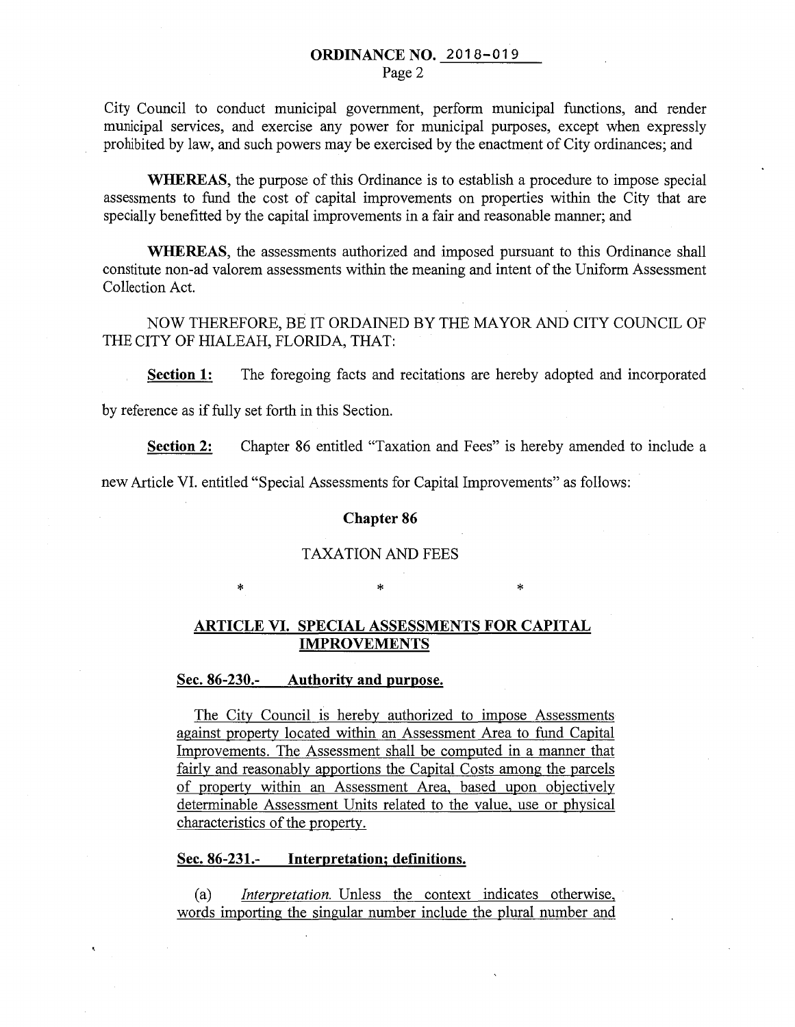City Council to conduct municipal government, perform municipal functions, and render municipal services, and exercise any power for municipal purposes, except when expressly prohibited by law, and such powers may be exercised by the enactment of City ordinances; and

**WHEREAS**, the purpose of this Ordinance is to establish a procedure to impose special assessments to fund the cost of capital improvements on properties within the City that are specially benefitted by the capital improvements in a fair and reasonable manner; and

**WHEREAS**, the assessments authorized and imposed pursuant to this Ordinance shall constitute non-ad valorem assessments within the meaning and intent of the Uniform Assessment Collection Act.

NOW THEREFORE, BE IT ORDAINED BY THE MAYOR AND CITY COUNCIL OF THE CITY OF HIALEAH, FLORIDA, THAT:

**Section 1:** The foregoing facts and recitations are hereby adopted and incorporated by reference as if fully set forth in this Section.

**Section 2:** Chapter 86 entitled "Taxation and Fees" is hereby amended to include a new Article VI. entitled "Special Assessments for Capital Improvements" as follows:

**Chapter 86**

TAXATION AND FEES

\* \* \*

**ARTICLE VI. SPECIAL ASSESSMENTS FOR CAPITAL IMPROVEMENTS**

**Sec. 86-230.- Authority and purpose.**

The City Council is hereby authorized to impose Assessments against property located within an Assessment Area to fund Capital Improvements. The Assessment shall be computed in a manner that fairly and reasonably apportions the Capital Costs among the parcels of property within an Assessment Area, based upon objectively determinable Assessment Units related to the value, use or physical characteristics of the property.

**Sec. 86-231.- Interpretation; definitions.**

(a) *Interpretation.* Unless the context indicates otherwise, words importing the singular number include the plural number and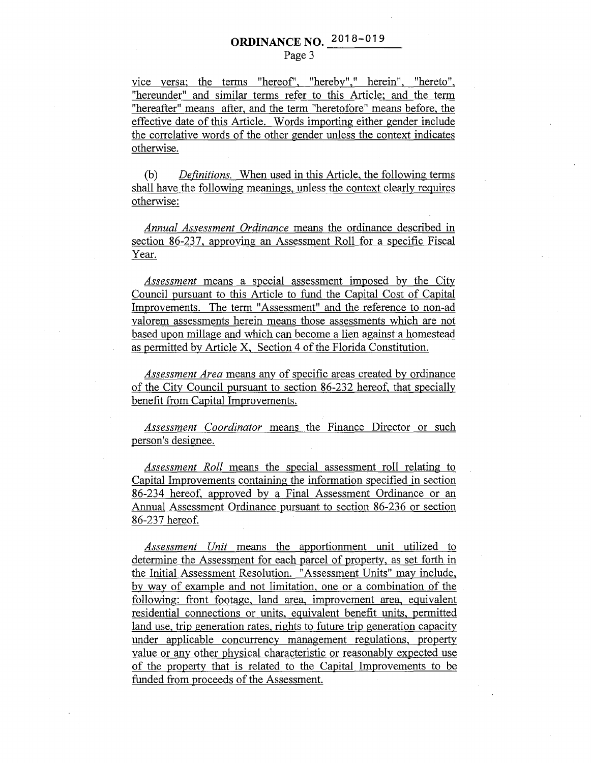vice versa; the terms "hereof", "hereby"," herein", "hereto", "hereunder" and similar terms refer to this Article; and the term "hereafter" means after, and the term "heretofore" means before, the effective date of this Article. Words importing either gender include the correlative words of the other gender unless the context indicates otherwise.

(b) *Definitions.* When used in this Article, the following terms shall have the following meanings, unless the context clearly requires otherwise:

*Annual Assessment Ordinance* means the ordinance described in section 86-237, approving an Assessment Roll for a specific Fiscal Year.

*Assessment* means a special assessment imposed by the City Council pursuant to this Article to fund the Capital Cost of Capital Improvements. The term "Assessment" and the reference to non-ad valorem assessments herein means those assessments which are not based upon millage and which can become a lien against a homestead as permitted by Article X, Section 4 of the Florida Constitution.

*Assessment Area* means any of specific areas created by ordinance of the City Council pursuant to section 86-232 hereof, that specially benefit from Capital Improvements.

*Assessment Coordinator* means the Finance Director or such person's designee.

*Assessment Roll* means the special assessment roll relating to Capital Improvements containing the information specified in section 86-234 hereof, approved by a Final Assessment Ordinance or an Annual Assessment Ordinance pursuant to section 86-236 or section 86-237 hereof.

*Assessment Unit* means the apportionment unit utilized to determine the Assessment for each parcel of property, as set forth in the Initial Assessment Resolution. "Assessment Units" may include, by way of example and not limitation, one or a combination of the following: front footage, land area, improvement area, equivalent residential connections or units, equivalent benefit units, permitted land use, trip generation rates, rights to future trip generation capacity under applicable concurrency management regulations, property value or any other physical characteristic or reasonably expected use of the property that is related to the Capital Improvements to be funded from proceeds of the Assessment.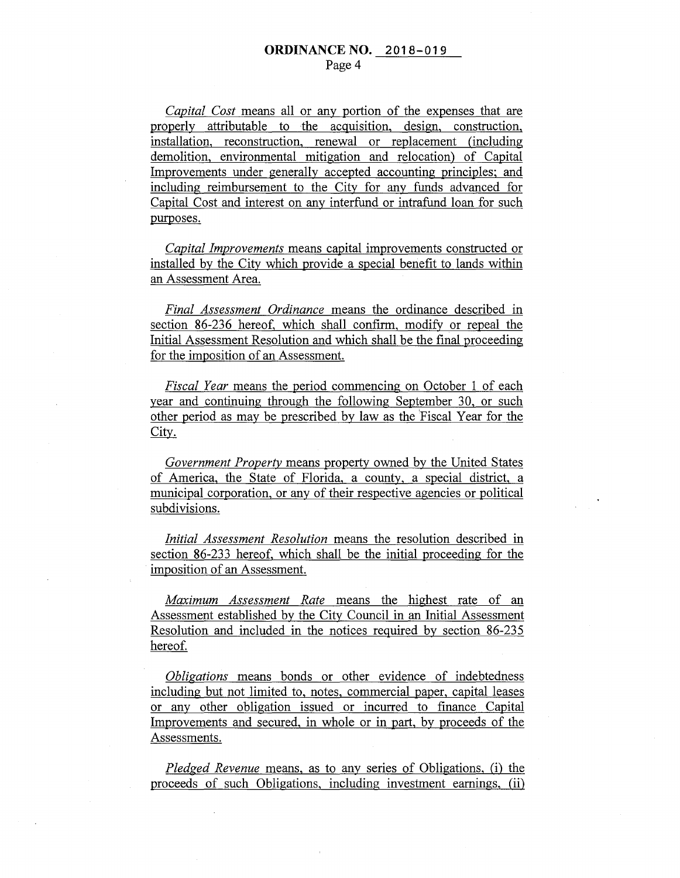*Capital Cost* means all or any portion of the expenses that are properly attributable to the acquisition, design, construction, installation, reconstruction, renewal or replacement (including demolition, environmental mitigation and relocation) of Capital Improvements under generally accepted accounting principles; and including reimbursement to the City for any funds advanced for Capital Cost and interest on any interfund or intrafund loan for such purposes.

*Capital Improvements* means capital improvements constructed or installed by the City which provide a special benefit to lands within an Assessment Area.

*Final Assessment Ordinance* means the ordinance described in section 86-236 hereof, which shall confirm, modify or repeal the Initial Assessment Resolution and which shall be the final proceeding for the imposition of an Assessment.

*Fiscal Year* means the period commencing on October 1 of each year and continuing through the following September 30, or such other period as may be prescribed by law as the Fiscal Year for the City.

*Government Property* means property owned by the United States of America, the State of Florida, a county, a special district, a municipal corporation, or any of their respective agencies or political subdivisions.

*Initial Assessment Resolution* means the resolution described in section 86-233 hereof, which shall be the initial proceeding for the imposition of an Assessment.

*Maximum Assessment Rate* means the highest rate of an Assessment established by the City Council in an Initial Assessment Resolution and included in the notices required by section 86-235 hereof.

*Obligations* means bonds or other evidence of indebtedness including but not limited to, notes, commercial paper, capital leases or any other obligation issued or incurred to finance Capital Improvements and secured, in whole or in part, by proceeds of the Assessments.

*Pledged Revenue* means, as to any series of Obligations, (i) the proceeds of such Obligations, including investment earnings, (ii)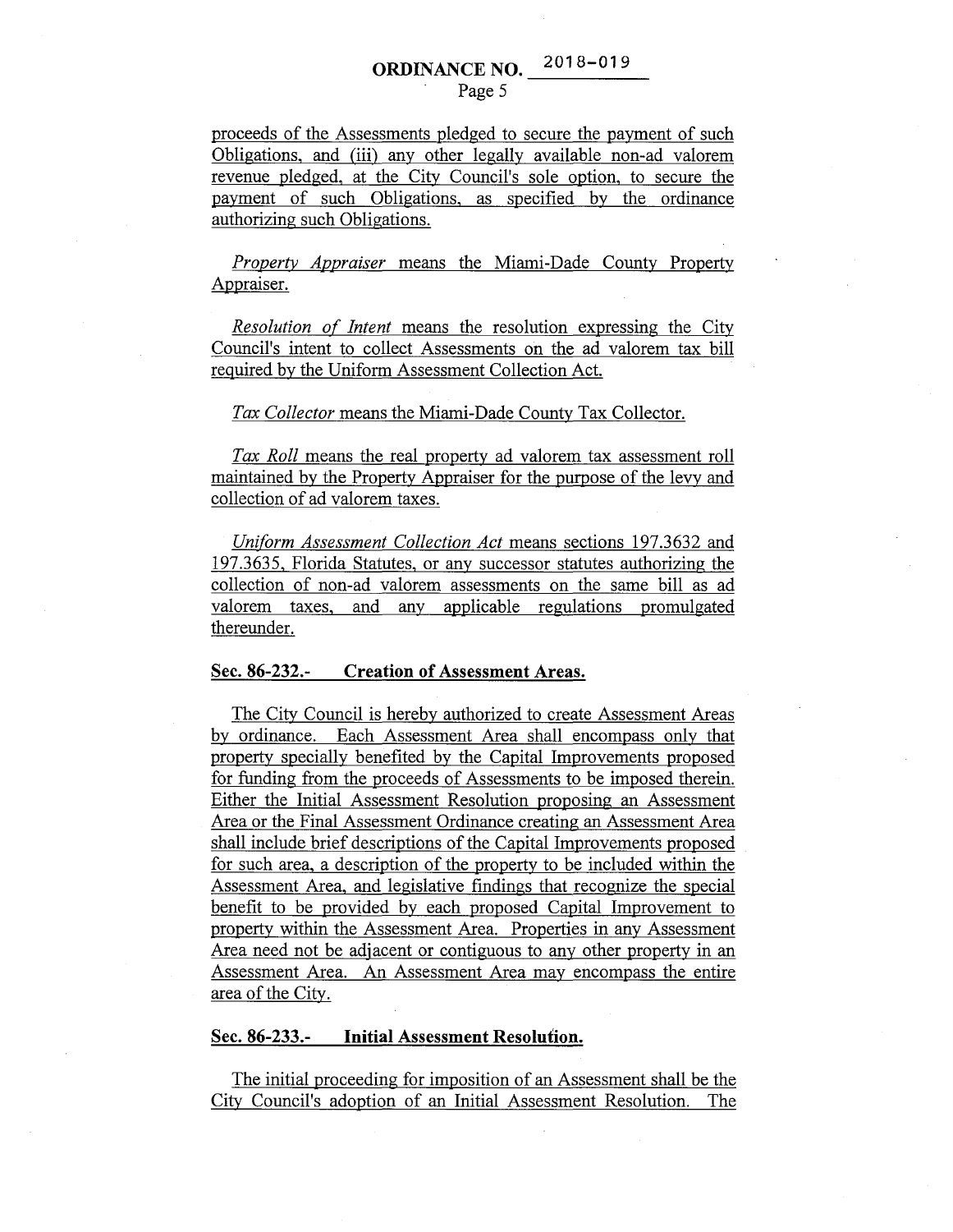proceeds of the Assessments pledged to secure the payment of such Obligations, and (iii) any other legally available non-ad valorem revenue pledged, at the City Council's sole option, to secure the payment of such Obligations, as specified by the ordinance authorizing such Obligations.

*Property Appraiser* means the Miami-Dade County Property Appraiser.

*Resolution of Intent* means the resolution expressing the City Council's intent to collect Assessments on the ad valorem tax bill required by the Uniform Assessment Collection Act.

*Tax Collector* means the Miami-Dade County Tax Collector.

*Tax Roll* means the real property ad valorem tax assessment roll maintained by the Property Appraiser for the purpose of the levy and collection of ad valorem taxes.

*Uniform Assessment Collection Act* means sections 197.3632 and 197.3635, Florida Statutes, or any successor statutes authorizing the collection of non-ad valorem assessments on the same bill as ad valorem taxes, and any applicable regulations promulgated thereunder.

**Sec. 86-232.- Creation of Assessment Areas.**

The City Council is hereby authorized to create Assessment Areas by ordinance. Each Assessment Area shall encompass only that property specially benefited by the Capital Improvements proposed for funding from the proceeds of Assessments to be imposed therein. Either the Initial Assessment Resolution proposing an Assessment Area or the Final Assessment Ordinance creating an Assessment Area shall include brief descriptions of the Capital Improvements proposed for such area, a description of the property to be included within the Assessment Area, and legislative findings that recognize the special benefit to be provided by each proposed Capital Improvement to property within the Assessment Area. Properties in any Assessment Area need not be adjacent or contiguous to any other property in an Assessment Area. An Assessment Area may encompass the entire area of the City.

**Sec. 86-233.- Initial Assessment Resolution.**

The initial proceeding for imposition of an Assessment shall be the City Council's adoption of an Initial Assessment Resolution. The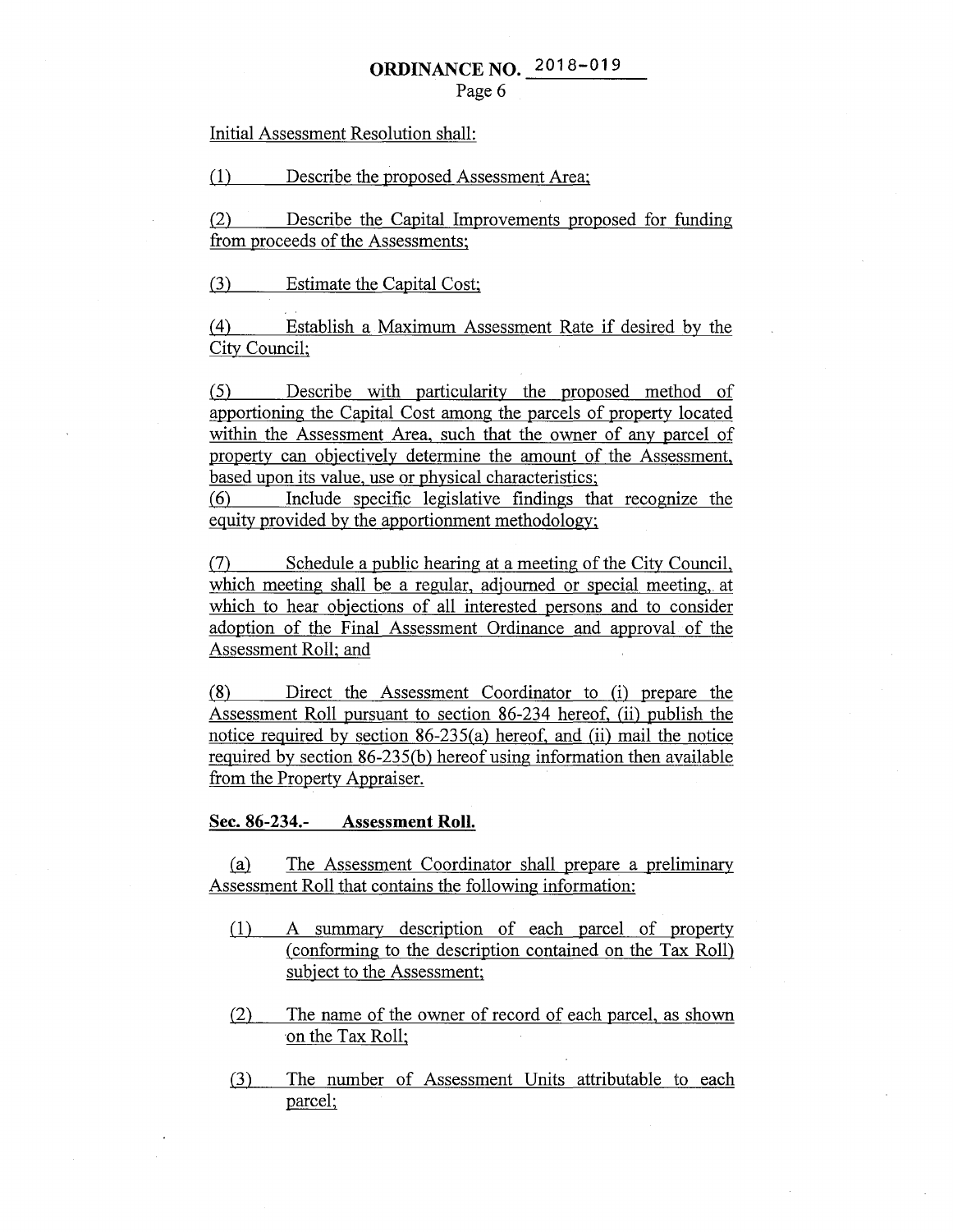Initial Assessment Resolution shall:

(1) Describe the proposed Assessment Area;

(2) Describe the Capital Improvements proposed for funding from proceeds of the Assessments;

(3) Estimate the Capital Cost;

(4) Establish a Maximum Assessment Rate if desired by the City Council;

(5) Describe with particularity the proposed method of apportioning the Capital Cost among the parcels of property located within the Assessment Area, such that the owner of any parcel of property can objectively determine the amount of the Assessment, based upon its value, use or physical characteristics;

(6) Include specific legislative findings that recognize the equity provided by the apportionment methodology;

(7) Schedule a public hearing at a meeting of the City Council, which meeting shall be a regular, adjourned or special meeting, at which to hear objections of all interested persons and to consider adoption of the Final Assessment Ordinance and approval of the Assessment Roll; and

(8) Direct the Assessment Coordinator to (i) prepare the Assessment Roll pursuant to section 86-234 hereof, (ii) publish the notice required by section 86-235(a) hereof, and (ii) mail the notice required by section 86-235(b) hereof using information then available from the Property Appraiser.

**Sec. 86-234.- Assessment Roll.**

(a) The Assessment Coordinator shall prepare a preliminary Assessment Roll that contains the following information:

(1) A summary description of each parcel of property (conforming to the description contained on the Tax Roll) subject to the Assessment;

(2) The name of the owner of record of each parcel, as shown on the Tax Roll;

(3) The number of Assessment Units attributable to each parcel;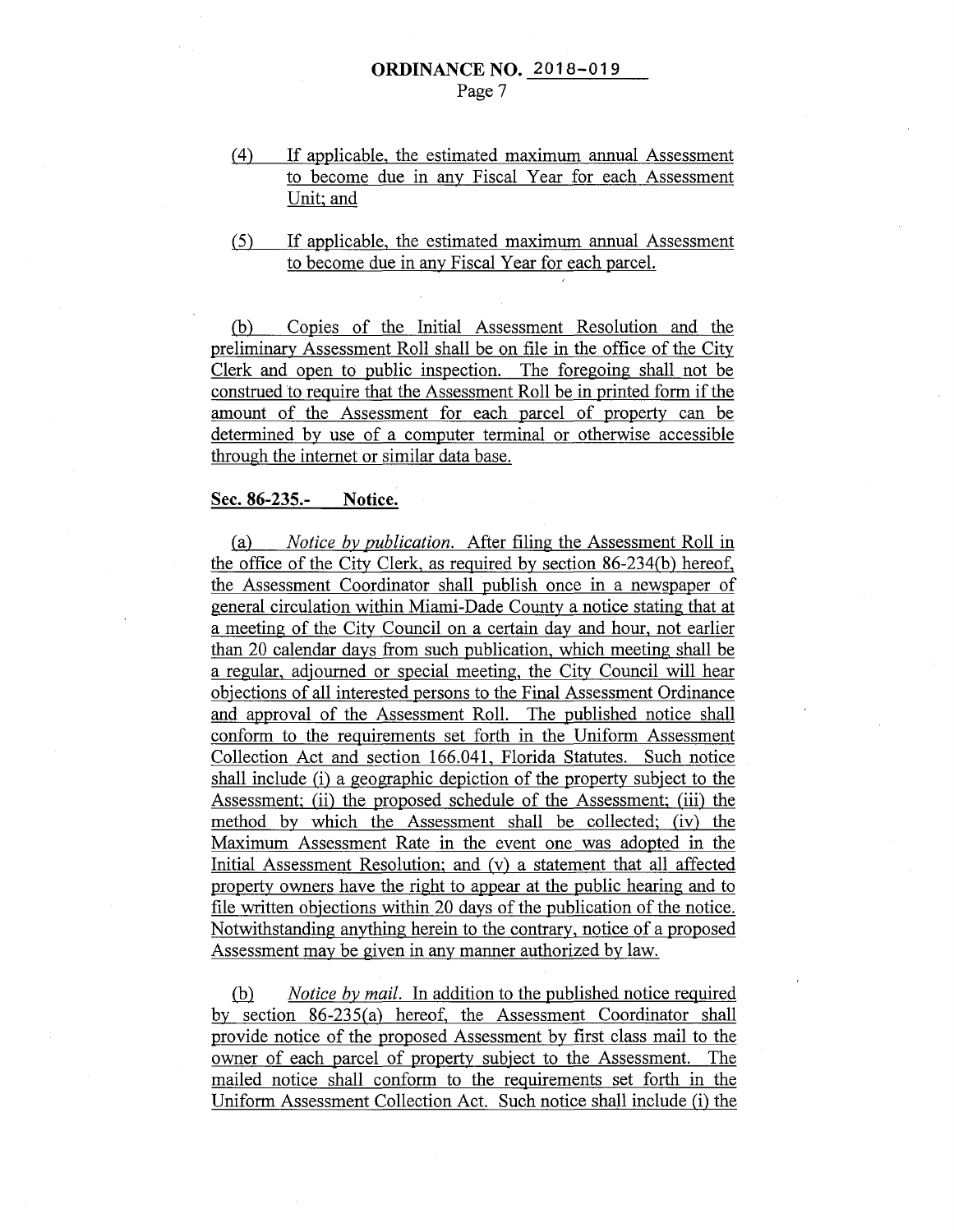(4) If applicable, the estimated maximum annual Assessment to become due in any Fiscal Year for each Assessment Unit; and

(5) If applicable, the estimated maximum annual Assessment to become due in any Fiscal Year for each parcel.

(b) Copies of the Initial Assessment Resolution and the preliminary Assessment Roll shall be on file in the office of the City Clerk and open to public inspection. The foregoing shall not be construed to require that the Assessment Roll be in printed form if the amount of the Assessment for each parcel of property can be determined by use of a computer terminal or otherwise accessible through the internet or similar data base.

**Sec. 86-235.- Notice.**

(a) *Notice by publication.* After filing the Assessment Roll in the office of the City Clerk, as required by section 86-234(b) hereof, the Assessment Coordinator shall publish once in a newspaper of general circulation within Miami-Dade County a notice stating that at a meeting of the City Council on a certain day and hour, not earlier than 20 calendar days from such publication, which meeting shall be a regular, adjourned or special meeting, the City Council will hear objections of all interested persons to the Final Assessment Ordinance and approval of the Assessment Roll. The published notice shall conform to the requirements set forth in the Uniform Assessment Collection Act and section 166.041, Florida Statutes. Such notice shall include (i) a geographic depiction of the property subject to the Assessment; (ii) the proposed schedule of the Assessment; (iii) the method by which the Assessment shall be collected; (iv) the Maximum Assessment Rate in the event one was adopted in the Initial Assessment Resolution; and (v) a statement that all affected property owners have the right to appear at the public hearing and to file written objections within 20 days of the publication of the notice. Notwithstanding anything herein to the contrary, notice of a proposed Assessment may be given in any manner authorized by law.

(b) *Notice by mail.* In addition to the published notice required by section 86-235(a) hereof, the Assessment Coordinator shall provide notice of the proposed Assessment by first class mail to the owner of each parcel of property subject to the Assessment. The mailed notice shall conform to the requirements set forth in the Uniform Assessment Collection Act. Such notice shall include (i) the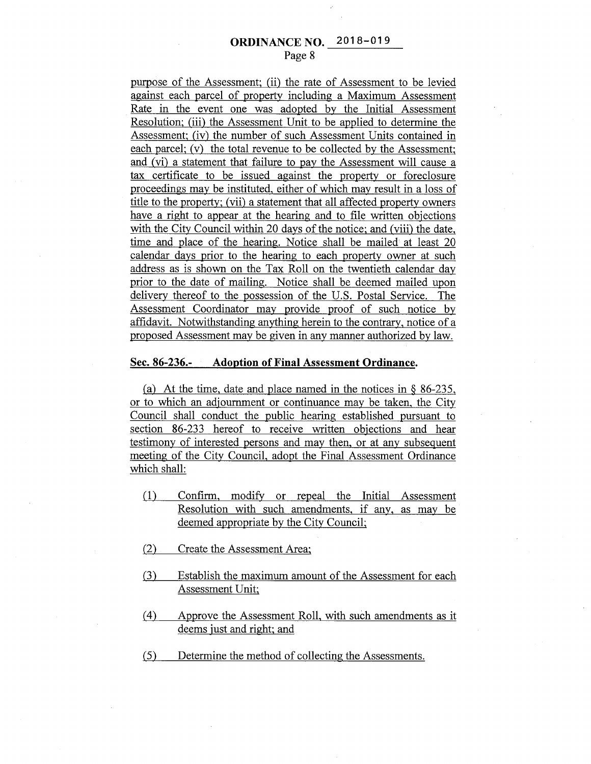purpose of the Assessment; (ii) the rate of Assessment to be levied against each parcel of property including a Maximum Assessment Rate in the event one was adopted by the Initial Assessment Resolution; (iii) the Assessment Unit to be applied to determine the Assessment; (iv) the number of such Assessment Units contained in each parcel; (v) the total revenue to be collected by the Assessment; and (vi) a statement that failure to pay the Assessment will cause a tax certificate to be issued against the property or foreclosure proceedings may be instituted, either of which may result in a loss of title to the property; (vii) a statement that all affected property owners have a right to appear at the hearing and to file written objections with the City Council within 20 days of the notice; and (viii) the date, time and place of the hearing. Notice shall be mailed at least 20 calendar days prior to the hearing to each property owner at such address as is shown on the Tax Roll on the twentieth calendar day prior to the date of mailing. Notice shall be deemed mailed upon delivery thereof to the possession of the U.S. Postal Service. The Assessment Coordinator may provide proof of such notice by affidavit. Notwithstanding anything herein to the contrary, notice of a proposed Assessment may be given in any manner authorized by law.

**Sec. 86-236.- Adoption of Final Assessment Ordinance.**

(a) At the time, date and place named in the notices in § 86-235, or to which an adjournment or continuance may be taken, the City Council shall conduct the public hearing established pursuant to section 86-233 hereof to receive written objections and hear testimony of interested persons and may then, or at any subsequent meeting of the City Council, adopt the Final Assessment Ordinance which shall:

(1) Confirm, modify or repeal the Initial Assessment Resolution with such amendments, if any, as may be deemed appropriate by the City Council;

(2) Create the Assessment Area;

(3) Establish the maximum amount of the Assessment for each Assessment Unit;

(4) Approve the Assessment Roll, with such amendments as it deems just and right; and

(5) Determine the method of collecting the Assessments.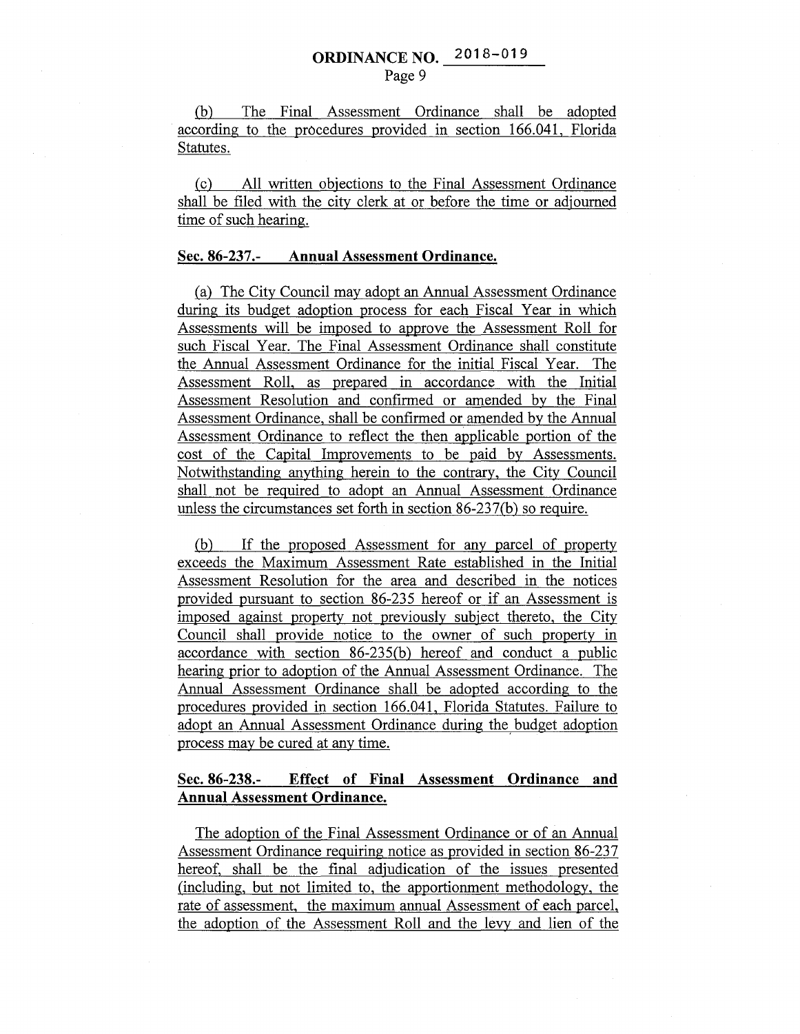(b) The Final Assessment Ordinance shall be adopted according to the procedures provided in section 166.041, Florida Statutes.

(c) All written objections to the Final Assessment Ordinance shall be filed with the city clerk at or before the time or adjourned time of such hearing.

**Sec. 86-237.- Annual Assessment Ordinance.**

(a) The City Council may adopt an Annual Assessment Ordinance during its budget adoption process for each Fiscal Year in which Assessments will be imposed to approve the Assessment Roll for such Fiscal Year. The Final Assessment Ordinance shall constitute the Annual Assessment Ordinance for the initial Fiscal Year. The Assessment Roll, as prepared in accordance with the Initial Assessment Resolution and confirmed or amended by the Final Assessment Ordinance, shall be confirmed or amended by the Annual Assessment Ordinance to reflect the then applicable portion of the cost of the Capital Improvements to be paid by Assessments. Notwithstanding anything herein to the contrary, the City Council shall not be required to adopt an Annual Assessment Ordinance unless the circumstances set forth in section 86-237(b) so require.

(b) If the proposed Assessment for any parcel of property exceeds the Maximum Assessment Rate established in the Initial Assessment Resolution for the area and described in the notices provided pursuant to section 86-235 hereof or if an Assessment is imposed against property not previously subject thereto, the City Council shall provide notice to the owner of such property in accordance with section 86-235(b) hereof and conduct a public hearing prior to adoption of the Annual Assessment Ordinance. The Annual Assessment Ordinance shall be adopted according to the procedures provided in section 166.041, Florida Statutes. Failure to adopt an Annual Assessment Ordinance during the budget adoption process may be cured at any time.

**Sec. 86-238.- Effect of Final Assessment Ordinance and Annual Assessment Ordinance.**

The adoption of the Final Assessment Ordinance or of an Annual Assessment Ordinance requiring notice as provided in section 86-237 hereof, shall be the final adjudication of the issues presented (including, but not limited to, the apportionment methodology, the rate of assessment, the maximum annual Assessment of each parcel, the adoption of the Assessment Roll and the levy and lien of the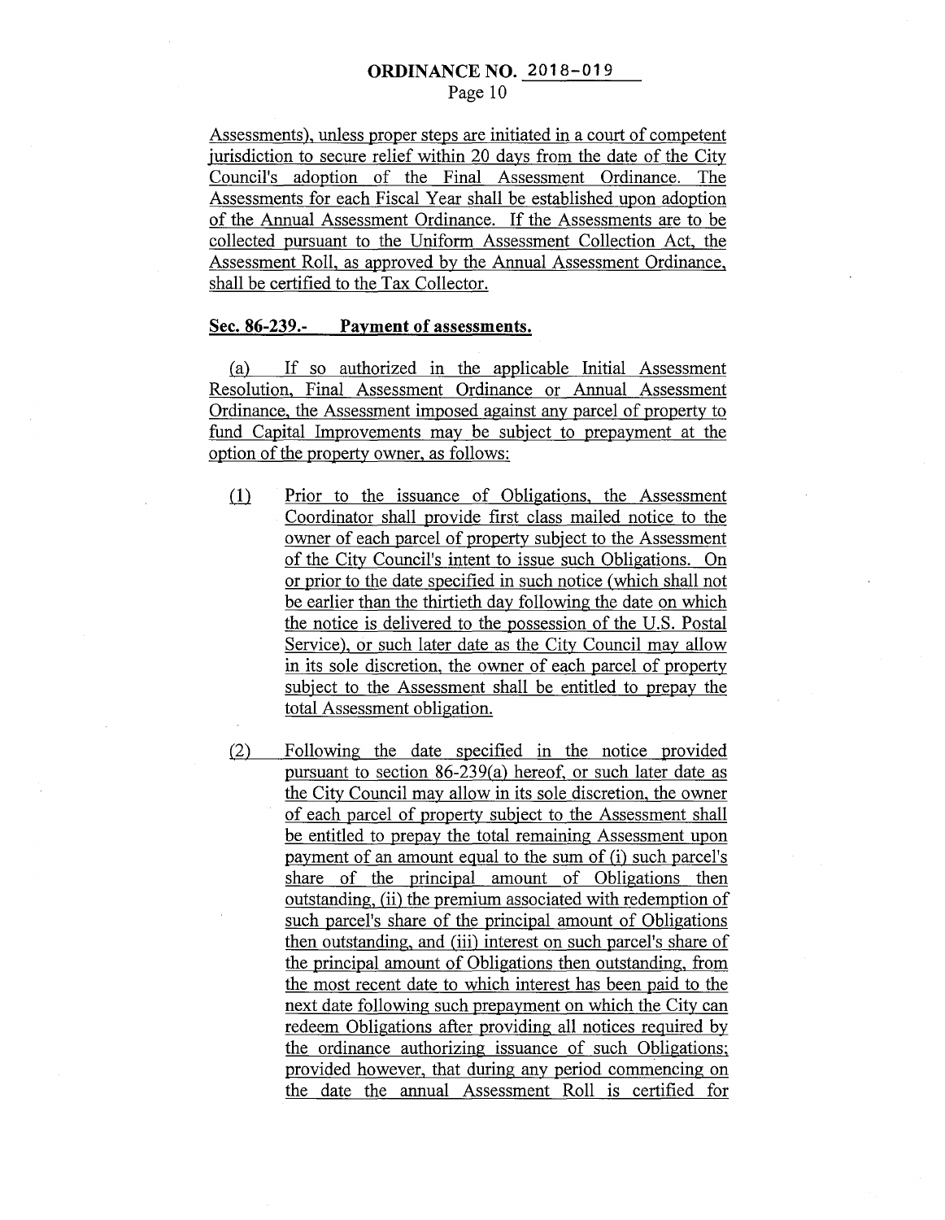Assessments), unless proper steps are initiated in a court of competent jurisdiction to secure relief within 20 days from the date of the City Council's adoption of the Final Assessment Ordinance. The Assessments for each Fiscal Year shall be established upon adoption of the Annual Assessment Ordinance. If the Assessments are to be collected pursuant to the Uniform Assessment Collection Act, the Assessment Roll, as approved by the Annual Assessment Ordinance, shall be certified to the Tax Collector.

**Sec. 86-239.- Payment of assessments.**

(a) If so authorized in the applicable Initial Assessment Resolution, Final Assessment Ordinance or Annual Assessment Ordinance, the Assessment imposed against any parcel of property to fund Capital Improvements may be subject to prepayment at the option of the property owner, as follows:

(1) Prior to the issuance of Obligations, the Assessment Coordinator shall provide first class mailed notice to the owner of each parcel of property subject to the Assessment of the City Council's intent to issue such Obligations. On or prior to the date specified in such notice (which shall not be earlier than the thirtieth day following the date on which the notice is delivered to the possession of the U.S. Postal Service), or such later date as the City Council may allow in its sole discretion, the owner of each parcel of property subject to the Assessment shall be entitled to prepay the total Assessment obligation.

(2) Following the date specified in the notice provided pursuant to section 86-239(a) hereof, or such later date as the City Council may allow in its sole discretion, the owner of each parcel of property subject to the Assessment shall be entitled to prepay the total remaining Assessment upon payment of an amount equal to the sum of (i) such parcel's share of the principal amount of Obligations then outstanding, (ii) the premium associated with redemption of such parcel's share of the principal amount of Obligations then outstanding, and (iii) interest on such parcel's share of the principal amount of Obligations then outstanding, from the most recent date to which interest has been paid to the next date following such prepayment on which the City can redeem Obligations after providing all notices required by the ordinance authorizing issuance of such Obligations; provided however, that during any period commencing on the date the annual Assessment Roll is certified for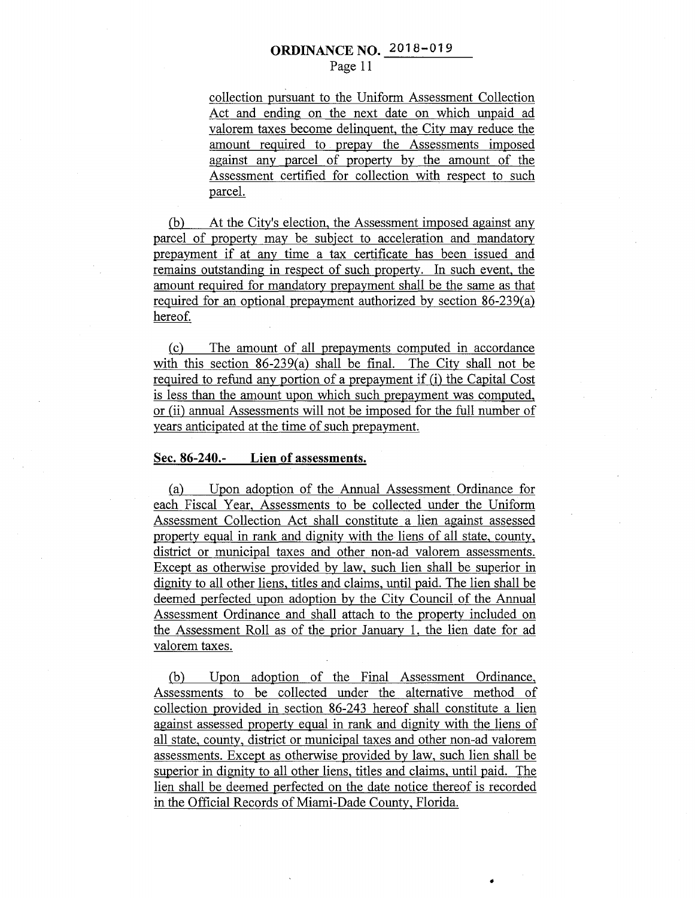collection pursuant to the Uniform Assessment Collection Act and ending on the next date on which unpaid ad valorem taxes become delinquent, the City may reduce the amount required to prepay the Assessments imposed against any parcel of property by the amount of the Assessment certified for collection with respect to such parcel.

(b) At the City's election, the Assessment imposed against any parcel of property may be subject to acceleration and mandatory prepayment if at any time a tax certificate has been issued and remains outstanding in respect of such property. In such event, the amount required for mandatory prepayment shall be the same as that required for an optional prepayment authorized by section 86-239(a) hereof.

(c) The amount of all prepayments computed in accordance with this section 86-239(a) shall be final. The City shall not be required to refund any portion of a prepayment if (i) the Capital Cost is less than the amount upon which such prepayment was computed, or (ii) annual Assessments will not be imposed for the full number of years anticipated at the time of such prepayment.

**Sec. 86-240.- Lien of assessments.**

(a) Upon adoption of the Annual Assessment Ordinance for each Fiscal Year, Assessments to be collected under the Uniform Assessment Collection Act shall constitute a lien against assessed property equal in rank and dignity with the liens of all state, county, district or municipal taxes and other non-ad valorem assessments. Except as otherwise provided by law, such lien shall be superior in dignity to all other liens, titles and claims, until paid. The lien shall be deemed perfected upon adoption by the City Council of the Annual Assessment Ordinance and shall attach to the property included on the Assessment Roll as of the prior January 1, the lien date for ad valorem taxes.

(b) Upon adoption of the Final Assessment Ordinance, Assessments to be collected under the alternative method of collection provided in section 86-243 hereof shall constitute a lien against assessed property equal in rank and dignity with the liens of all state, county, district or municipal taxes and other non-ad valorem assessments. Except as otherwise provided by law, such lien shall be superior in dignity to all other liens, titles and claims, until paid. The lien shall be deemed perfected on the date notice thereof is recorded in the Official Records of Miami-Dade County, Florida.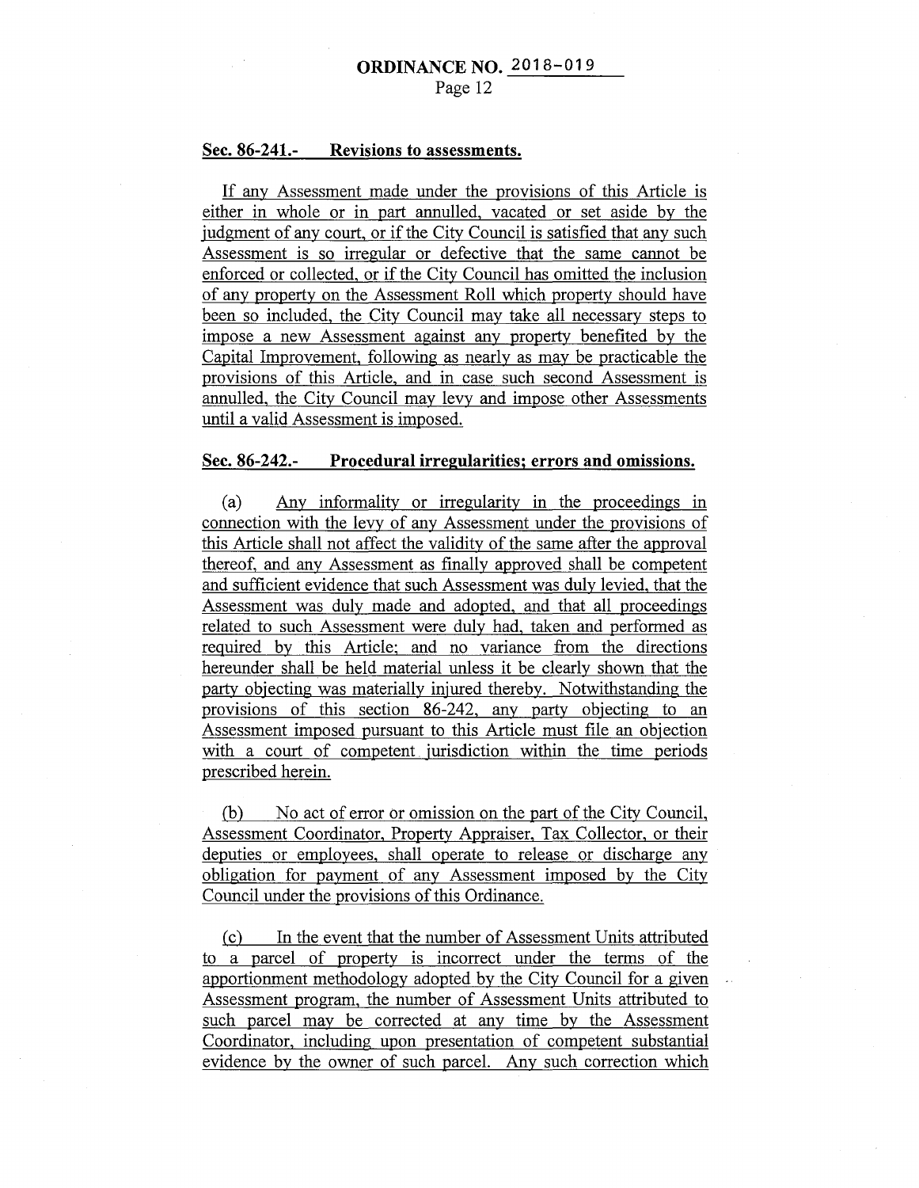**Sec. 86-241.- Revisions to assessments.**

If any Assessment made under the provisions of this Article is either in whole or in part annulled, vacated or set aside by the judgment of any court, or if the City Council is satisfied that any such Assessment is so irregular or defective that the same cannot be enforced or collected, or if the City Council has omitted the inclusion of any property on the Assessment Roll which property should have been so included, the City Council may take all necessary steps to impose a new Assessment against any property benefited by the Capital Improvement, following as nearly as may be practicable the provisions of this Article, and in case such second Assessment is annulled, the City Council may levy and impose other Assessments until a valid Assessment is imposed.

**Sec. 86-242.- Procedural irregularities; errors and omissions.**

(a) Any informality or irregularity in the proceedings in connection with the levy of any Assessment under the provisions of this Article shall not affect the validity of the same after the approval thereof, and any Assessment as finally approved shall be competent and sufficient evidence that such Assessment was duly levied, that the Assessment was duly made and adopted, and that all proceedings related to such Assessment were duly had, taken and performed as required by this Article; and no variance from the directions hereunder shall be held material unless it be clearly shown that the party objecting was materially injured thereby. Notwithstanding the provisions of this section 86-242, any party objecting to an Assessment imposed pursuant to this Article must file an objection with a court of competent jurisdiction within the time periods prescribed herein.

(b) No act of error or omission on the part of the City Council, Assessment Coordinator, Property Appraiser, Tax Collector, or their deputies or employees, shall operate to release or discharge any obligation for payment of any Assessment imposed by the City Council under the provisions of this Ordinance.

(c) In the event that the number of Assessment Units attributed to a parcel of property is incorrect under the terms of the apportionment methodology adopted by the City Council for a given Assessment program, the number of Assessment Units attributed to such parcel may be corrected at any time by the Assessment Coordinator, including upon presentation of competent substantial evidence by the owner of such parcel. Any such correction which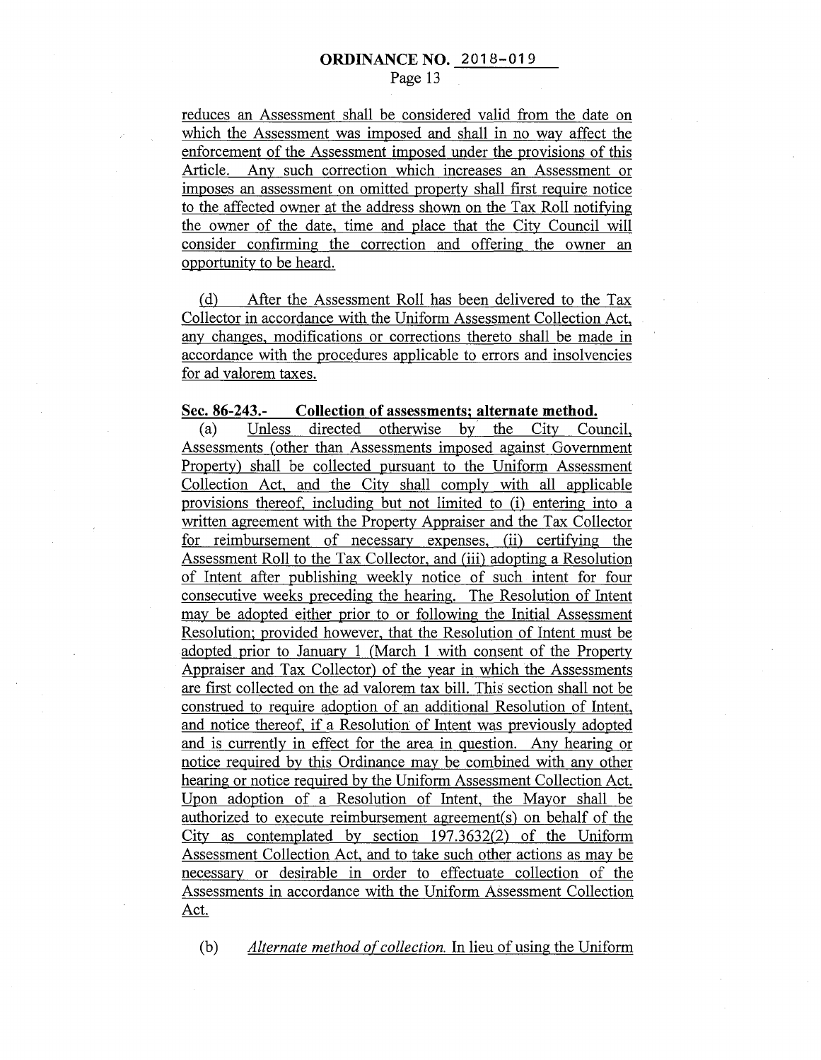reduces an Assessment shall be considered valid from the date on which the Assessment was imposed and shall in no way affect the enforcement of the Assessment imposed under the provisions of this Article. Any such correction which increases an Assessment or imposes an assessment on omitted property shall first require notice to the affected owner at the address shown on the Tax Roll notifying the owner of the date, time and place that the City Council will consider confirming the correction and offering the owner an opportunity to be heard.

(d) After the Assessment Roll has been delivered to the Tax Collector in accordance with the Uniform Assessment Collection Act, any changes, modifications or corrections thereto shall be made in accordance with the procedures applicable to errors and insolvencies for ad valorem taxes.

**Sec. 86-243.- Collection of assessments; alternate method.**

(a) Unless directed otherwise by the City Council, Assessments (other than Assessments imposed against Government Property) shall be collected pursuant to the Uniform Assessment Collection Act, and the City shall comply with all applicable provisions thereof, including but not limited to (i) entering into a written agreement with the Property Appraiser and the Tax Collector for reimbursement of necessary expenses, (ii) certifying the Assessment Roll to the Tax Collector, and (iii) adopting a Resolution of Intent after publishing weekly notice of such intent for four consecutive weeks preceding the hearing. The Resolution of Intent may be adopted either prior to or following the Initial Assessment Resolution; provided however, that the Resolution of Intent must be adopted prior to January 1 (March 1 with consent of the Property Appraiser and Tax Collector) of the year in which the Assessments are first collected on the ad valorem tax bill. This section shall not be construed to require adoption of an additional Resolution of Intent, and notice thereof, if a Resolution of Intent was previously adopted and is currently in effect for the area in question. Any hearing or notice required by this Ordinance may be combined with any other hearing or notice required by the Uniform Assessment Collection Act. Upon adoption of a Resolution of Intent, the Mayor shall be authorized to execute reimbursement agreement(s) on behalf of the City as contemplated by section 197.3632(2) of the Uniform Assessment Collection Act, and to take such other actions as may be necessary or desirable in order to effectuate collection of the Assessments in accordance with the Uniform Assessment Collection Act.

(b) *Alternate method of collection.* In lieu of using the Uniform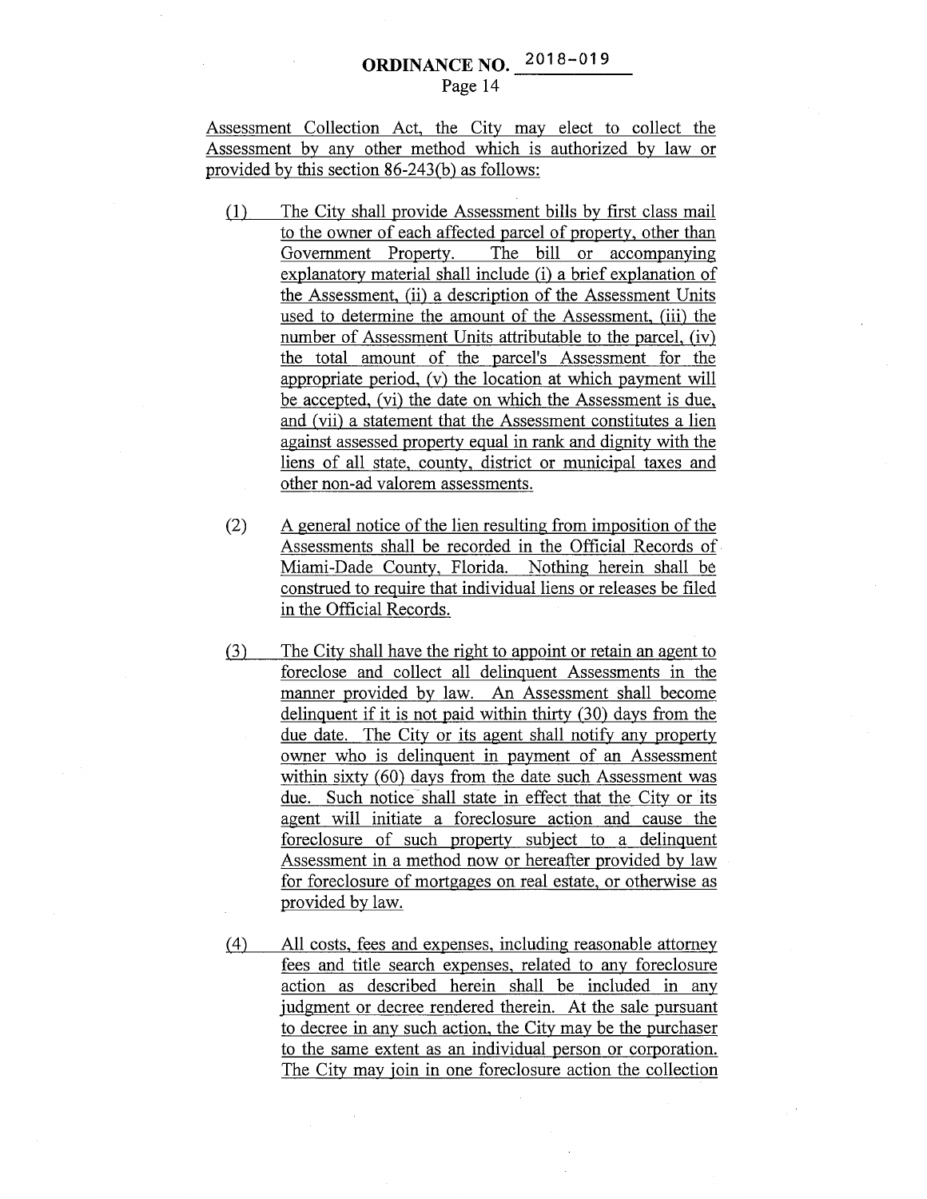Assessment Collection Act, the City may elect to collect the Assessment by any other method which is authorized by law or provided by this section 86-243(b) as follows:

(1) The City shall provide Assessment bills by first class mail to the owner of each affected parcel of property, other than Government Property. The bill or accompanying explanatory material shall include (i) a brief explanation of the Assessment, (ii) a description of the Assessment Units used to determine the amount of the Assessment, (iii) the number of Assessment Units attributable to the parcel, (iv) the total amount of the parcel's Assessment for the appropriate period, (v) the location at which payment will be accepted, (vi) the date on which the Assessment is due, and (vii) a statement that the Assessment constitutes a lien against assessed property equal in rank and dignity with the liens of all state, county, district or municipal taxes and other non-ad valorem assessments.

(2) A general notice of the lien resulting from imposition of the Assessments shall be recorded in the Official Records of Miami-Dade County, Florida. Nothing herein shall be construed to require that individual liens or releases be filed in the Official Records.

(3) The City shall have the right to appoint or retain an agent to foreclose and collect all delinquent Assessments in the manner provided by law. An Assessment shall become delinquent if it is not paid within thirty (30) days from the due date. The City or its agent shall notify any property owner who is delinquent in payment of an Assessment within sixty (60) days from the date such Assessment was due. Such notice shall state in effect that the City or its agent will initiate a foreclosure action and cause the foreclosure of such property subject to a delinquent Assessment in a method now or hereafter provided by law for foreclosure of mortgages on real estate, or otherwise as provided by law.

(4) All costs, fees and expenses, including reasonable attorney fees and title search expenses, related to any foreclosure action as described herein shall be included in any judgment or decree rendered therein. At the sale pursuant to decree in any such action, the City may be the purchaser to the same extent as an individual person or corporation. The City may join in one foreclosure action the collection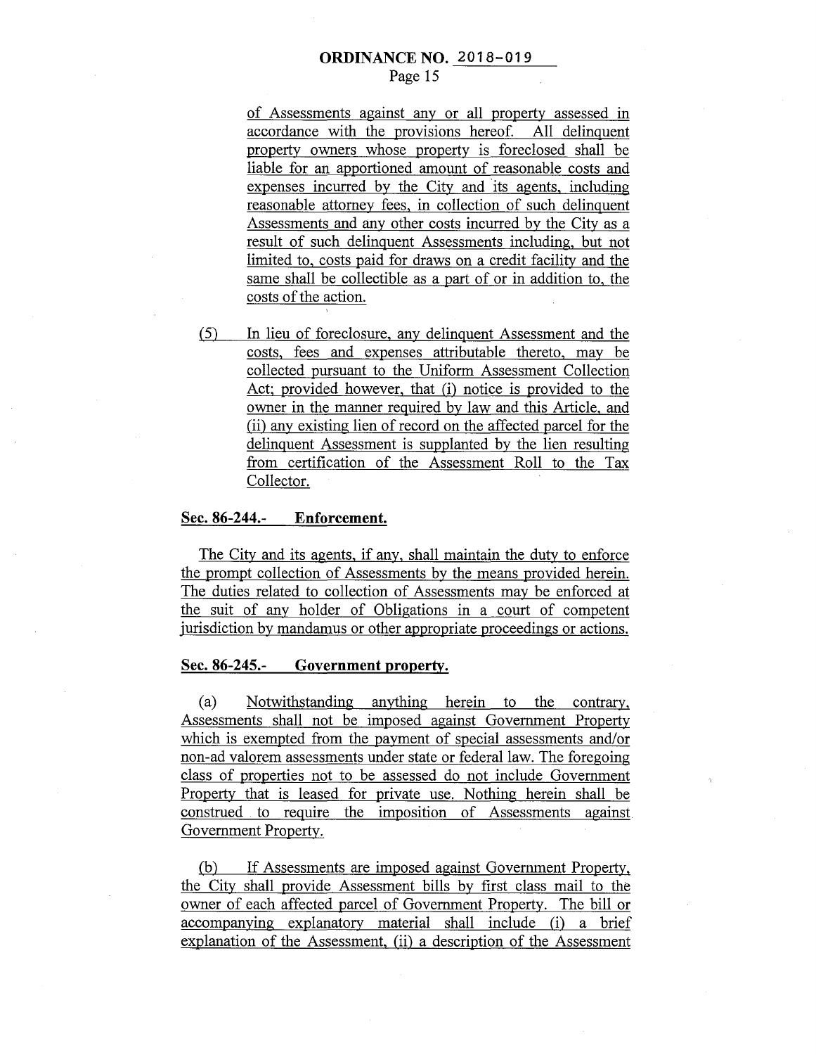of Assessments against any or all property assessed in accordance with the provisions hereof. All delinquent property owners whose property is foreclosed shall be liable for an apportioned amount of reasonable costs and expenses incurred by the City and its agents, including reasonable attorney fees, in collection of such delinquent Assessments and any other costs incurred by the City as a result of such delinquent Assessments including, but not limited to, costs paid for draws on a credit facility and the same shall be collectible as a part of or in addition to, the costs of the action.

(5) In lieu of foreclosure, any delinquent Assessment and the costs, fees and expenses attributable thereto, may be collected pursuant to the Uniform Assessment Collection Act; provided however, that (i) notice is provided to the owner in the manner required by law and this Article, and (ii) any existing lien of record on the affected parcel for the delinquent Assessment is supplanted by the lien resulting from certification of the Assessment Roll to the Tax Collector.

**Sec. 86-244.- Enforcement.**

The City and its agents, if any, shall maintain the duty to enforce the prompt collection of Assessments by the means provided herein. The duties related to collection of Assessments may be enforced at the suit of any holder of Obligations in a court of competent jurisdiction by mandamus or other appropriate proceedings or actions.

**Sec. 86-245.- Government property.**

(a) Notwithstanding anything herein to the contrary, Assessments shall not be imposed against Government Property which is exempted from the payment of special assessments and/or non-ad valorem assessments under state or federal law. The foregoing class of properties not to be assessed do not include Government Property that is leased for private use. Nothing herein shall be construed to require the imposition of Assessments against Government Property.

(b) If Assessments are imposed against Government Property, the City shall provide Assessment bills by first class mail to the owner of each affected parcel of Government Property. The bill or accompanying explanatory material shall include (i) a brief explanation of the Assessment, (ii) a description of the Assessment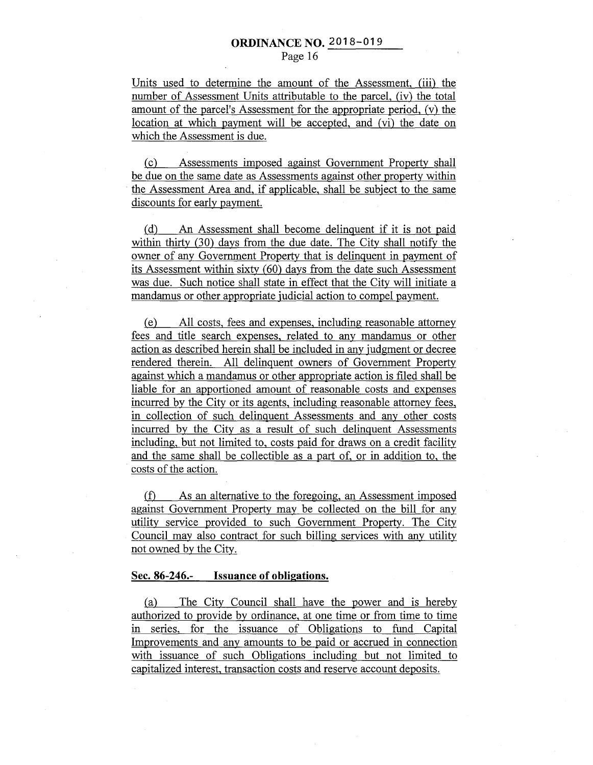Units used to determine the amount of the Assessment, (iii) the number of Assessment Units attributable to the parcel, (iv) the total amount of the parcel's Assessment for the appropriate period, (v) the location at which payment will be accepted, and (vi) the date on which the Assessment is due.

(c) Assessments imposed against Government Property shall be due on the same date as Assessments against other property within the Assessment Area and, if applicable, shall be subject to the same discounts for early payment.

(d) An Assessment shall become delinquent if it is not paid within thirty (30) days from the due date. The City shall notify the owner of any Government Property that is delinquent in payment of its Assessment within sixty (60) days from the date such Assessment was due. Such notice shall state in effect that the City will initiate a mandamus or other appropriate judicial action to compel payment.

(e) All costs, fees and expenses, including reasonable attorney fees and title search expenses, related to any mandamus or other action as described herein shall be included in any judgment or decree rendered therein. All delinquent owners of Government Property against which a mandamus or other appropriate action is filed shall be liable for an apportioned amount of reasonable costs and expenses incurred by the City or its agents, including reasonable attorney fees, in collection of such delinquent Assessments and any other costs incurred by the City as a result of such delinquent Assessments including, but not limited to, costs paid for draws on a credit facility and the same shall be collectible as a part of, or in addition to, the costs of the action.

(f) As an alternative to the foregoing, an Assessment imposed against Government Property may be collected on the bill for any utility service provided to such Government Property. The City Council may also contract for such billing services with any utility not owned by the City.

**Sec. 86-246.- Issuance of obligations.**

(a) The City Council shall have the power and is hereby authorized to provide by ordinance, at one time or from time to time in series, for the issuance of Obligations to fund Capital Improvements and any amounts to be paid or accrued in connection with issuance of such Obligations including but not limited to capitalized interest, transaction costs and reserve account deposits.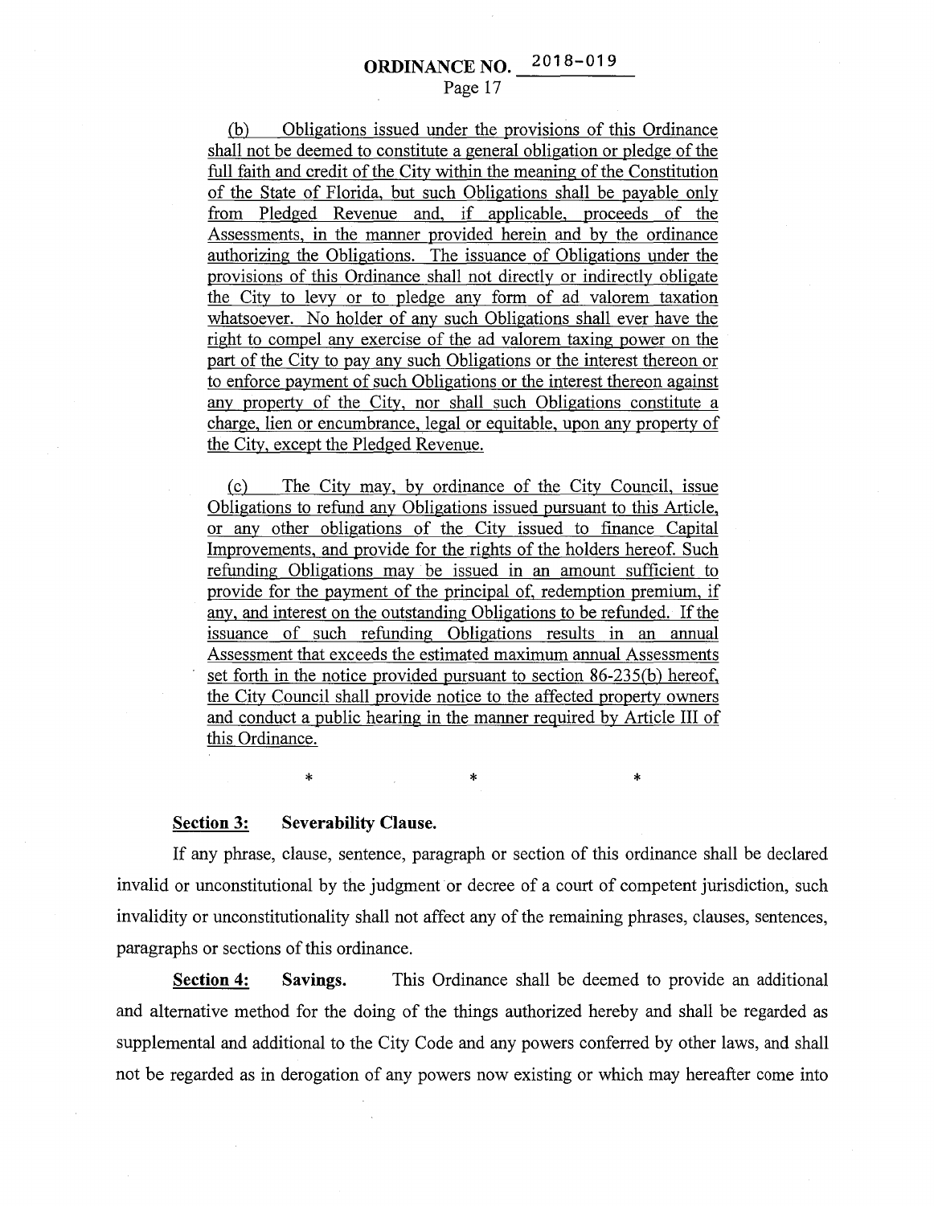(b) Obligations issued under the provisions of this Ordinance shall not be deemed to constitute a general obligation or pledge of the full faith and credit of the City within the meaning of the Constitution of the State of Florida, but such Obligations shall be payable only from Pledged Revenue and, if applicable, proceeds of the Assessments, in the manner provided herein and by the ordinance authorizing the Obligations. The issuance of Obligations under the provisions of this Ordinance shall not directly or indirectly obligate the City to levy or to pledge any form of ad valorem taxation whatsoever. No holder of any such Obligations shall ever have the right to compel any exercise of the ad valorem taxing power on the part of the City to pay any such Obligations or the interest thereon or to enforce payment of such Obligations or the interest thereon against any property of the City, nor shall such Obligations constitute a charge, lien or encumbrance, legal or equitable, upon any property of the City, except the Pledged Revenue.

(c) The City may, by ordinance of the City Council, issue Obligations to refund any Obligations issued pursuant to this Article, or any other obligations of the City issued to finance Capital Improvements, and provide for the rights of the holders hereof. Such refunding Obligations may be issued in an amount sufficient to provide for the payment of the principal of, redemption premium, if any, and interest on the outstanding Obligations to be refunded. If the issuance of such refunding Obligations results in an annual Assessment that exceeds the estimated maximum annual Assessments set forth in the notice provided pursuant to section 86-235(b) hereof, the City Council shall provide notice to the affected property owners and conduct a public hearing in the manner required by Article III of this Ordinance.

\* \* \*

**Section 3: Severability Clause.**

If any phrase, clause, sentence, paragraph or section of this ordinance shall be declared invalid or unconstitutional by the judgment or decree of a court of competent jurisdiction, such invalidity or unconstitutionality shall not affect any of the remaining phrases, clauses, sentences, paragraphs or sections of this ordinance.

**Section 4: Savings.** This Ordinance shall be deemed to provide an additional and alternative method for the doing of the things authorized hereby and shall be regarded as supplemental and additional to the City Code and any powers conferred by other laws, and shall not be regarded as in derogation of any powers now existing or which may hereafter come into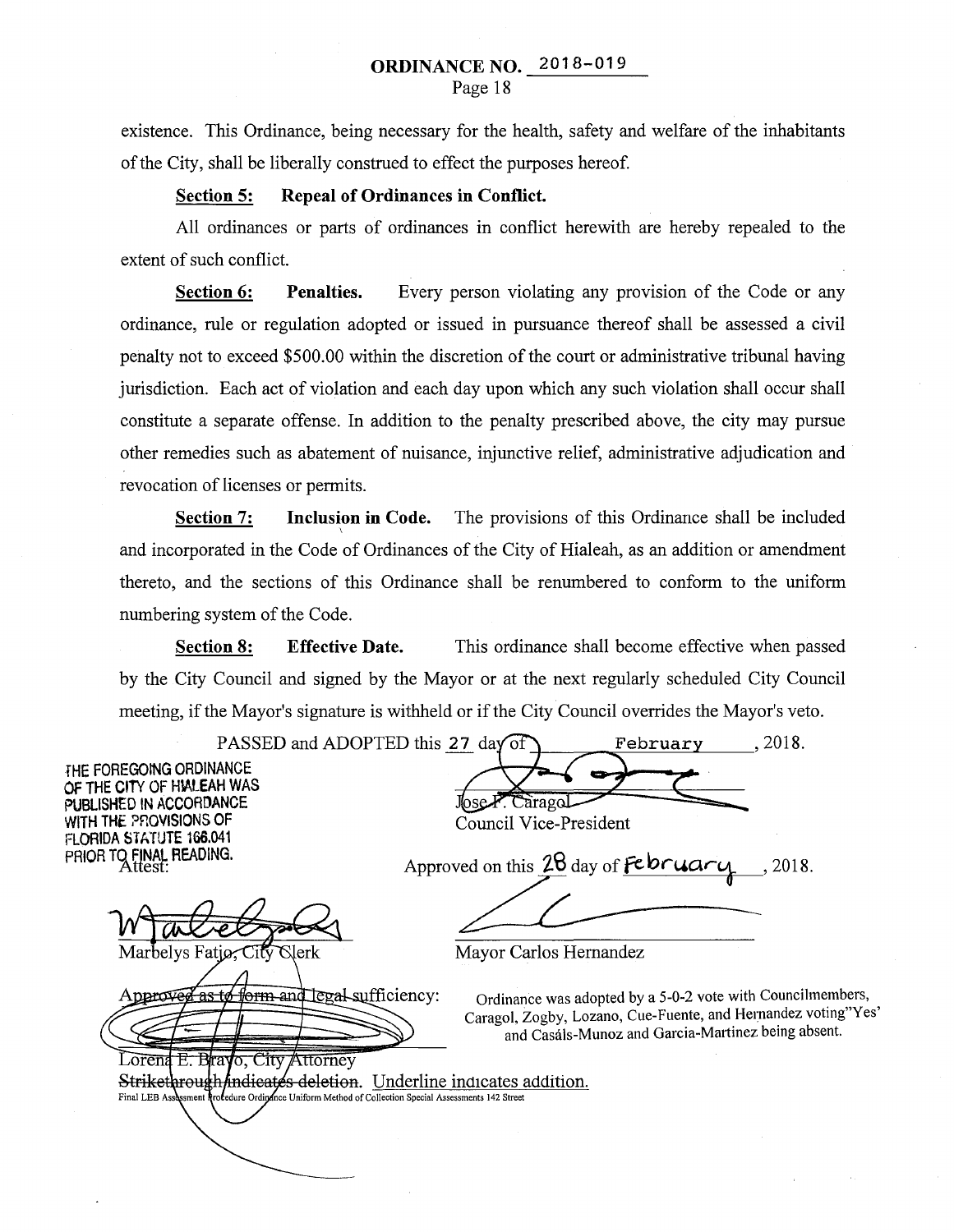existence. This Ordinance, being necessary for the health, safety and welfare of the inhabitants of the City, shall be liberally construed to effect the purposes hereof.

**Section 5: Repeal of Ordinances in Conflict.**

All ordinances or parts of ordinances in conflict herewith are hereby repealed to the extent of such conflict.

**Section 6: Penalties.** Every person violating any provision of the Code or any ordinance, rule or regulation adopted or issued in pursuance thereof shall be assessed a civil penalty not to exceed $500.00 within the discretion of the court or administrative tribunal having jurisdiction. Each act of violation and each day upon which any such violation shall occur shall constitute a separate offense. In addition to the penalty prescribed above, the city may pursue other remedies such as abatement of nuisance, injunctive relief, administrative adjudication and revocation of licenses or permits.

**Section 7: Inclusion in Code.** The provisions of this Ordinance shall be included and incorporated in the Code of Ordinances of the City of Hialeah, as an addition or amendment thereto, and the sections of this Ordinance shall be renumbered to conform to the uniform numbering system of the Code.

**Section 8: Effective Date.** This ordinance shall become effective when passed by the City Council and signed by the Mayor or at the next regularly scheduled City Council meeting, if the Mayor's signature is withheld or if the City Council overrides the Mayor's veto.

PASSED and ADOPTED this 27 day of February, 2018.

THE FOREGOING ORDINANCE OF THE CITY OF HIALEAH WAS PUBLISHED IN ACCORDANCE WITH THE PROVISIONS OF FLORIDA STATUTE 166.041 PRIOR TO FINAL READING.

Jose F. Caragol
Council Vice-President

Attest:

Approved on this 28 day of February, 2018.

Marbelys Fatjo, City Clerk

Mayor Carlos Hernandez

Approved as to form and legal sufficiency:

Lorena E. Bravo, City Attorney

Ordinance was adopted by a 5-0-2 vote with Councilmembers, Caragol, Zogby, Lozano, Cue-Fuente, and Hernandez voting"Yes' and Casáls-Munoz and Garcia-Martinez being absent.

~~Strikethrough indicates deletion~~. Underline indicates addition.

Final LEB Assessment Procedure Ordinance Uniform Method of Collection Special Assessments 142 Street